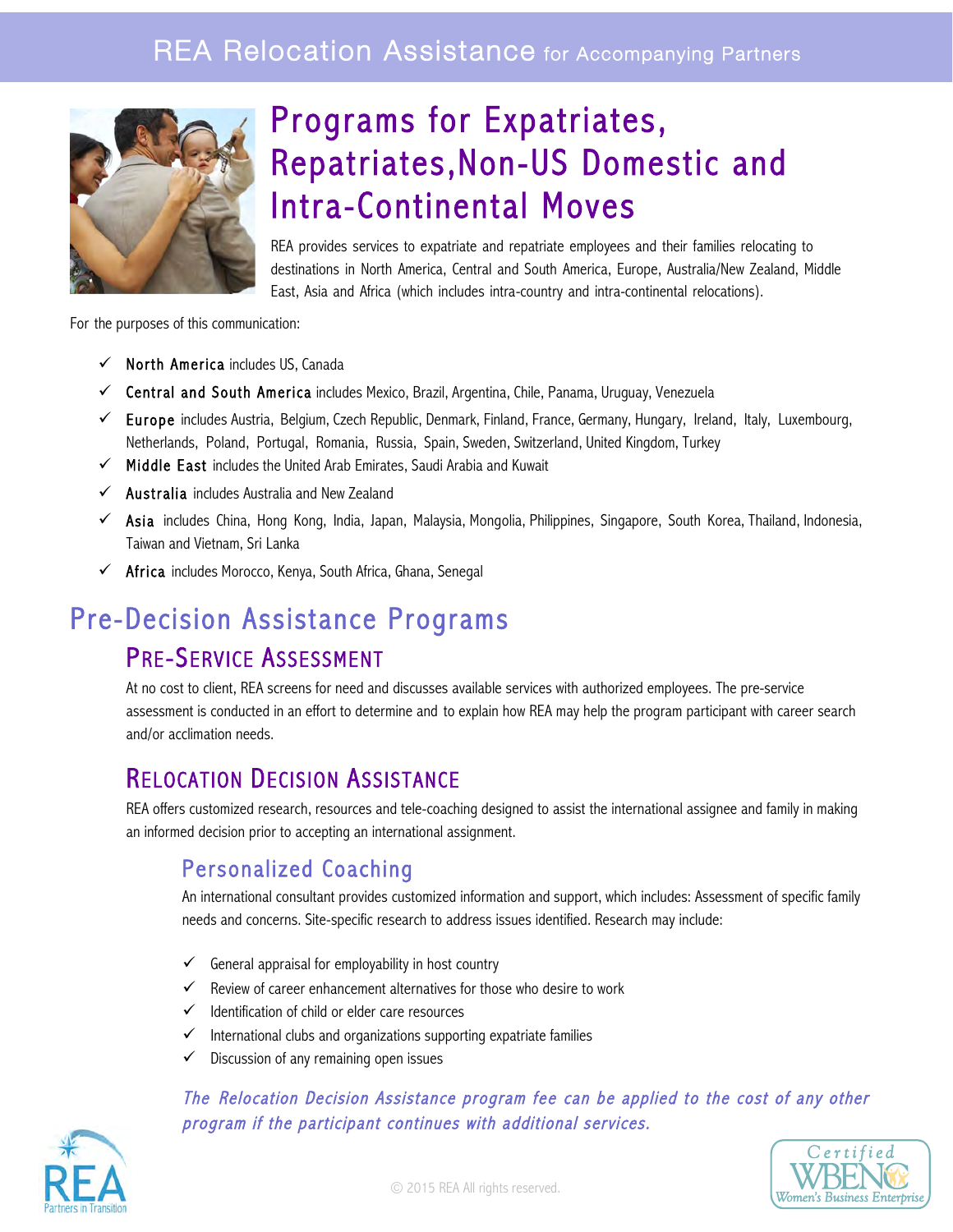REA Relocation Assistance for Accompanying Partners

# Programs for Expatriates, Repatriates, Non-US Domestic and Intra-Continental Moves

REA provides services to expatriate and repatriate employees and their families relocating to destinations in North America, Central and South America, Europe, Australia/New Zealand, Middle East, Asia and Africa (which includes intra-country and intra-continental relocations).

For the purposes of this communication:

- ✓ **North America** includes US, Canada
- ✓ **Central and South America** includes Mexico, Brazil, Argentina, Chile, Panama, Uruguay, Venezuela
- ✓ **Europe** includes Austria, Belgium, Czech Republic, Denmark, Finland, France, Germany, Hungary, Ireland, Italy, Luxembourg, Netherlands, Poland, Portugal, Romania, Russia, Spain, Sweden, Switzerland, United Kingdom, Turkey
- ✓ **Middle East** includes the United Arab Emirates, Saudi Arabia and Kuwait
- ✓ **Australia** includes Australia and New Zealand
- ✓ **Asia** includes China, Hong Kong, India, Japan, Malaysia, Mongolia, Philippines, Singapore, South Korea, Thailand, Indonesia, Taiwan and Vietnam, Sri Lanka
- ✓ **Africa** includes Morocco, Kenya, South Africa, Ghana, Senegal

## Pre-Decision Assistance Programs

### Pre-Service Assessment

At no cost to client, REA screens for need and discusses available services with authorized employees. The pre-service assessment is conducted in an effort to determine and to explain how REA may help the program participant with career search and/or acclimation needs.

### Relocation Decision Assistance

REA offers customized research, resources and tele-coaching designed to assist the international assignee and family in making an informed decision prior to accepting an international assignment.

#### Personalized Coaching

An international consultant provides customized information and support, which includes: Assessment of specific family needs and concerns. Site-specific research to address issues identified. Research may include:

- ✓ General appraisal for employability in host country
- ✓ Review of career enhancement alternatives for those who desire to work
- ✓ Identification of child or elder care resources
- ✓ International clubs and organizations supporting expatriate families
- ✓ Discussion of any remaining open issues

*The Relocation Decision Assistance program fee can be applied to the cost of any other program if the participant continues with additional services.*

REA Partners in Transition

© 2015 REA All rights reserved.

Certified WBENC Women's Business Enterprise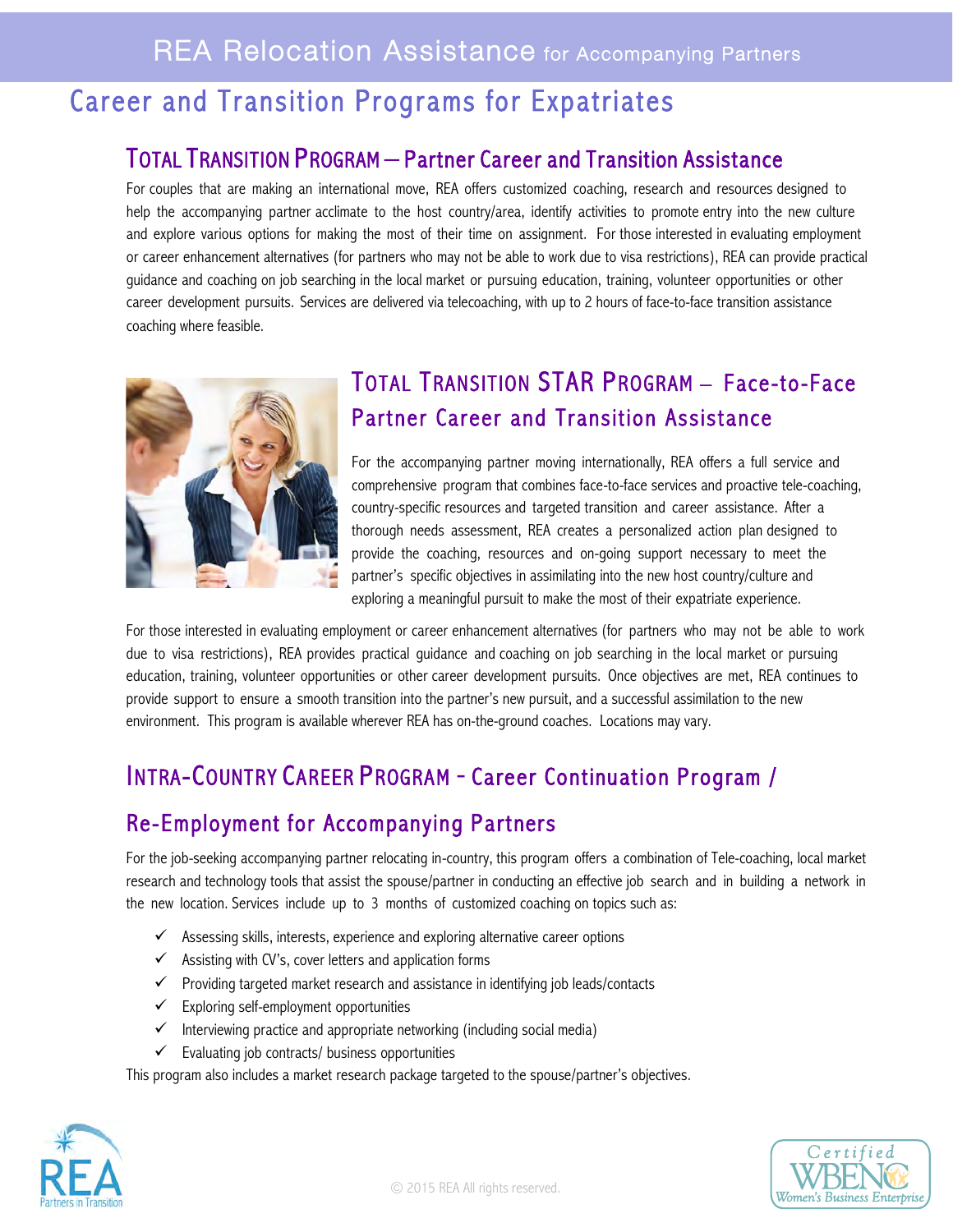# Career and Transition Programs for Expatriates

## TOTAL TRANSITION PROGRAM — Partner Career and Transition Assistance

For couples that are making an international move, REA offers customized coaching, research and resources designed to help the accompanying partner acclimate to the host country/area, identify activities to promote entry into the new culture and explore various options for making the most of their time on assignment. For those interested in evaluating employment or career enhancement alternatives (for partners who may not be able to work due to visa restrictions), REA can provide practical guidance and coaching on job searching in the local market or pursuing education, training, volunteer opportunities or other career development pursuits. Services are delivered via telecoaching, with up to 2 hours of face-to-face transition assistance coaching where feasible.

## TOTAL TRANSITION STAR PROGRAM – Face-to-Face Partner Career and Transition Assistance

For the accompanying partner moving internationally, REA offers a full service and comprehensive program that combines face-to-face services and proactive tele-coaching, country-specific resources and targeted transition and career assistance. After a thorough needs assessment, REA creates a personalized action plan designed to provide the coaching, resources and on-going support necessary to meet the partner's specific objectives in assimilating into the new host country/culture and exploring a meaningful pursuit to make the most of their expatriate experience.

For those interested in evaluating employment or career enhancement alternatives (for partners who may not be able to work due to visa restrictions), REA provides practical guidance and coaching on job searching in the local market or pursuing education, training, volunteer opportunities or other career development pursuits. Once objectives are met, REA continues to provide support to ensure a smooth transition into the partner's new pursuit, and a successful assimilation to the new environment. This program is available wherever REA has on-the-ground coaches. Locations may vary.

## INTRA-COUNTRY CAREER PROGRAM - Career Continuation Program / Re-Employment for Accompanying Partners

For the job-seeking accompanying partner relocating in-country, this program offers a combination of Tele-coaching, local market research and technology tools that assist the spouse/partner in conducting an effective job search and in building a network in the new location. Services include up to 3 months of customized coaching on topics such as:

- ✓ Assessing skills, interests, experience and exploring alternative career options
- ✓ Assisting with CV's, cover letters and application forms
- ✓ Providing targeted market research and assistance in identifying job leads/contacts
- ✓ Exploring self-employment opportunities
- ✓ Interviewing practice and appropriate networking (including social media)
- ✓ Evaluating job contracts/ business opportunities

This program also includes a market research package targeted to the spouse/partner's objectives.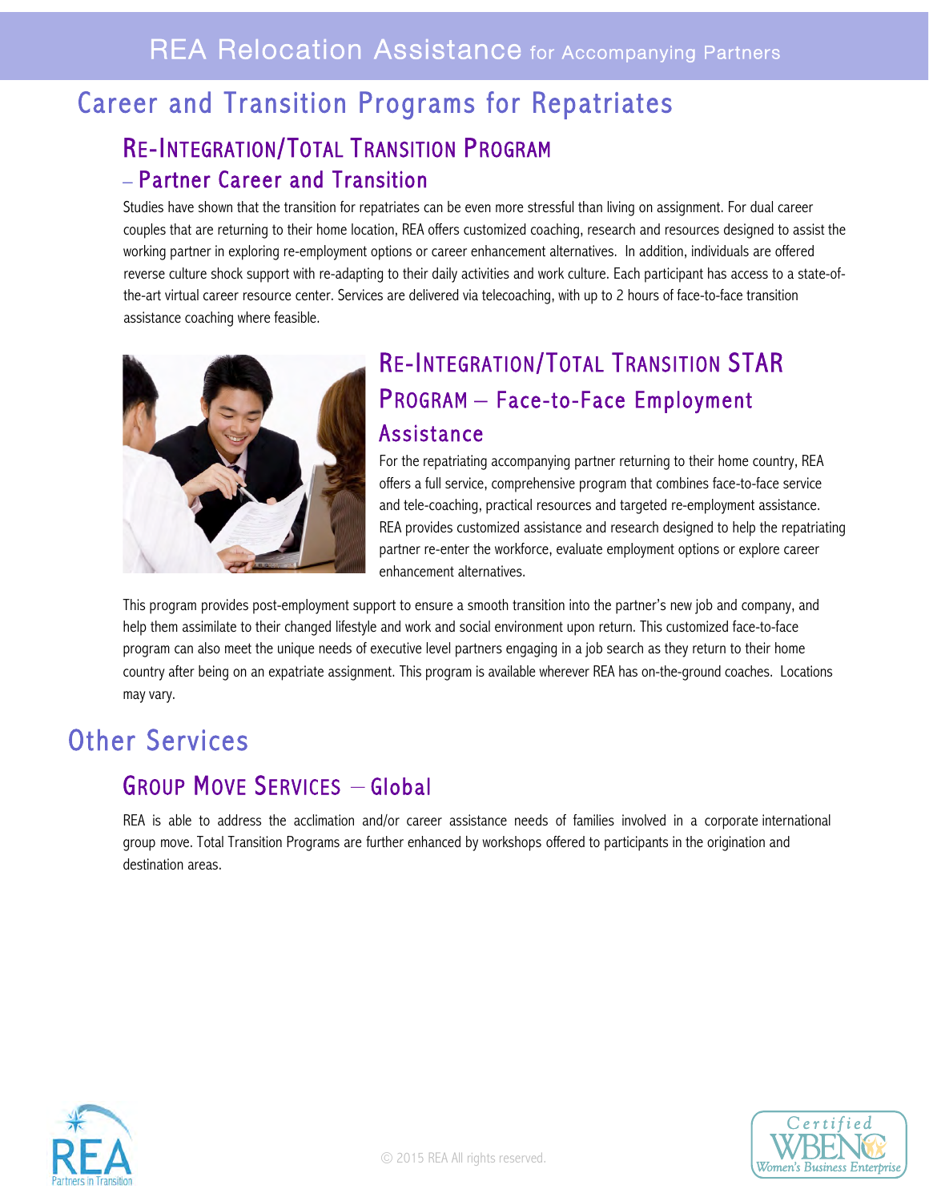# Career and Transition Programs for Repatriates

## RE-INTEGRATION/TOTAL TRANSITION PROGRAM – Partner Career and Transition

Studies have shown that the transition for repatriates can be even more stressful than living on assignment. For dual career couples that are returning to their home location, REA offers customized coaching, research and resources designed to assist the working partner in exploring re-employment options or career enhancement alternatives. In addition, individuals are offered reverse culture shock support with re-adapting to their daily activities and work culture. Each participant has access to a state-of-the-art virtual career resource center. Services are delivered via telecoaching, with up to 2 hours of face-to-face transition assistance coaching where feasible.

## RE-INTEGRATION/TOTAL TRANSITION STAR PROGRAM – Face-to-Face Employment Assistance

For the repatriating accompanying partner returning to their home country, REA offers a full service, comprehensive program that combines face-to-face service and tele-coaching, practical resources and targeted re-employment assistance. REA provides customized assistance and research designed to help the repatriating partner re-enter the workforce, evaluate employment options or explore career enhancement alternatives.

This program provides post-employment support to ensure a smooth transition into the partner's new job and company, and help them assimilate to their changed lifestyle and work and social environment upon return. This customized face-to-face program can also meet the unique needs of executive level partners engaging in a job search as they return to their home country after being on an expatriate assignment. This program is available wherever REA has on-the-ground coaches. Locations may vary.

# Other Services

## GROUP MOVE SERVICES – Global

REA is able to address the acclimation and/or career assistance needs of families involved in a corporate international group move. Total Transition Programs are further enhanced by workshops offered to participants in the origination and destination areas.

© 2015 REA All rights reserved.